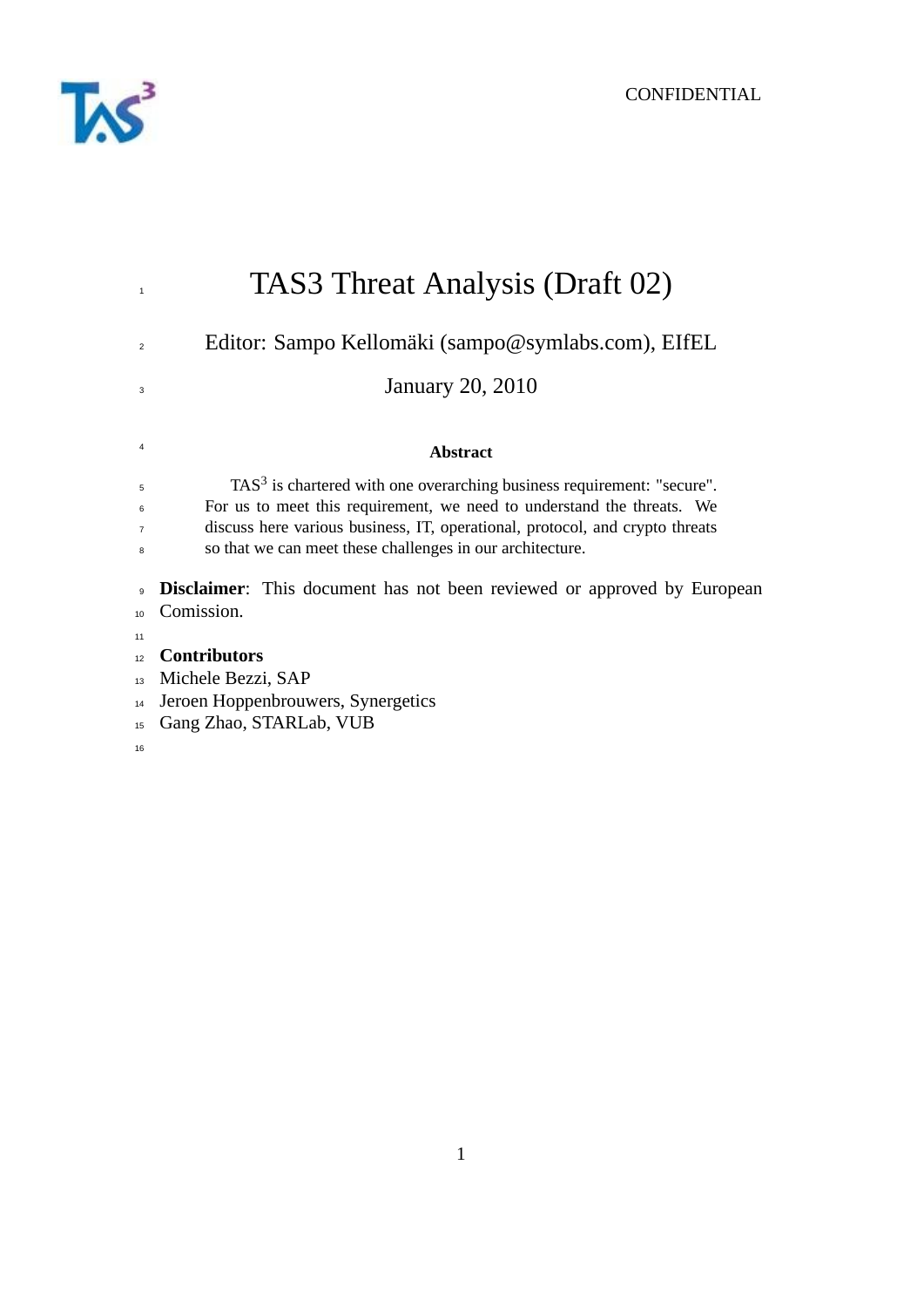CONFIDENTIAL

# TAS3 Threat Analysis (Draft 02)

Editor: Sampo Kellomäki (sampo@symlabs.com), EIfEL

January 20, 2010

**Abstract**

TAS$^3$ is chartered with one overarching business requirement: "secure". For us to meet this requirement, we need to understand the threats. We discuss here various business, IT, operational, protocol, and crypto threats so that we can meet these challenges in our architecture.

**Disclaimer**: This document has not been reviewed or approved by European Comission.

**Contributors**

Michele Bezzi, SAP
Jeroen Hoppenbrouwers, Synergetics
Gang Zhao, STARLab, VUB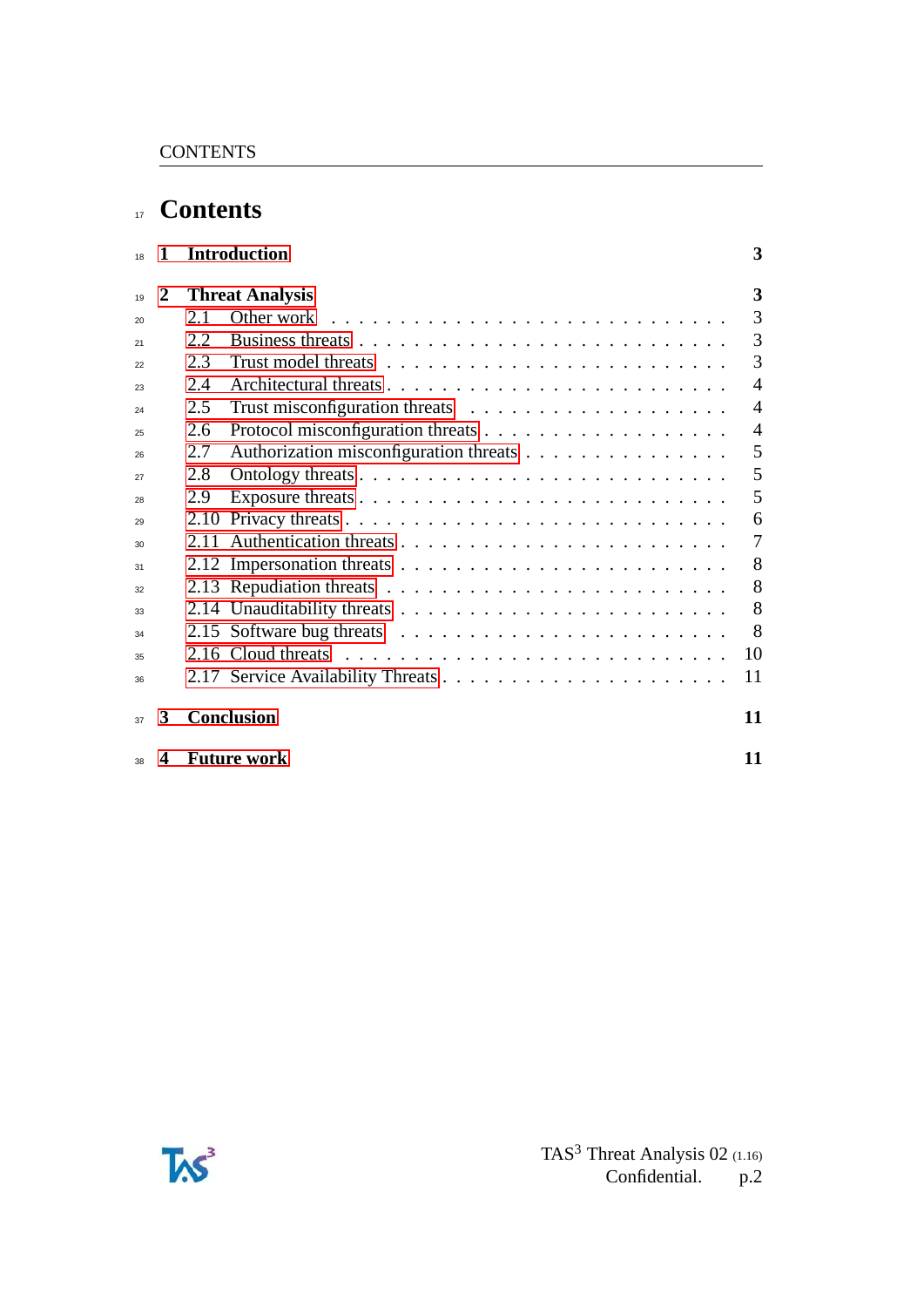# Contents

1 Introduction 3

2 Threat Analysis 3
- 2.1 Other work 3
- 2.2 Business threats 3
- 2.3 Trust model threats 3
- 2.4 Architectural threats 4
- 2.5 Trust misconfiguration threats 4
- 2.6 Protocol misconfiguration threats 4
- 2.7 Authorization misconfiguration threats 5
- 2.8 Ontology threats 5
- 2.9 Exposure threats 5
- 2.10 Privacy threats 6
- 2.11 Authentication threats 7
- 2.12 Impersonation threats 8
- 2.13 Repudiation threats 8
- 2.14 Unauditability threats 8
- 2.15 Software bug threats 8
- 2.16 Cloud threats 10
- 2.17 Service Availability Threats 11

3 Conclusion 11

4 Future work 11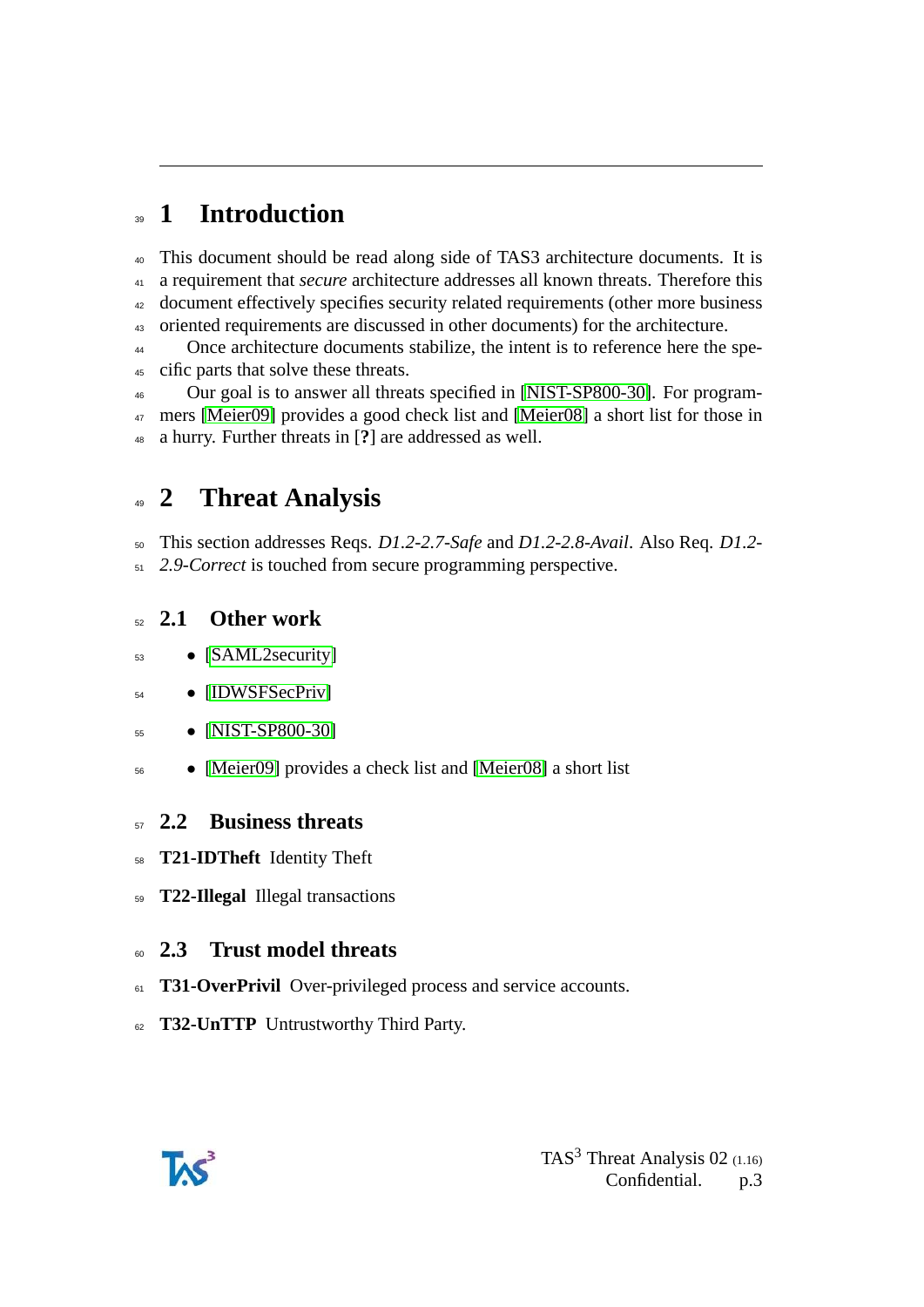# 1 Introduction

This document should be read along side of TAS3 architecture documents. It is a requirement that *secure* architecture addresses all known threats. Therefore this document effectively specifies security related requirements (other more business oriented requirements are discussed in other documents) for the architecture.

Once architecture documents stabilize, the intent is to reference here the specific parts that solve these threats.

Our goal is to answer all threats specified in [NIST-SP800-30]. For programmers [Meier09] provides a good check list and [Meier08] a short list for those in a hurry. Further threats in [**?**] are addressed as well.

# 2 Threat Analysis

This section addresses Reqs. *D1.2-2.7-Safe* and *D1.2-2.8-Avail*. Also Req. *D1.2-2.9-Correct* is touched from secure programming perspective.

## 2.1 Other work

- [SAML2security]
- [IDWSFSecPriv]
- [NIST-SP800-30]
- [Meier09] provides a check list and [Meier08] a short list

## 2.2 Business threats

**T21-IDTheft** Identity Theft

**T22-Illegal** Illegal transactions

## 2.3 Trust model threats

**T31-OverPrivil** Over-privileged process and service accounts.

**T32-UnTTP** Untrustworthy Third Party.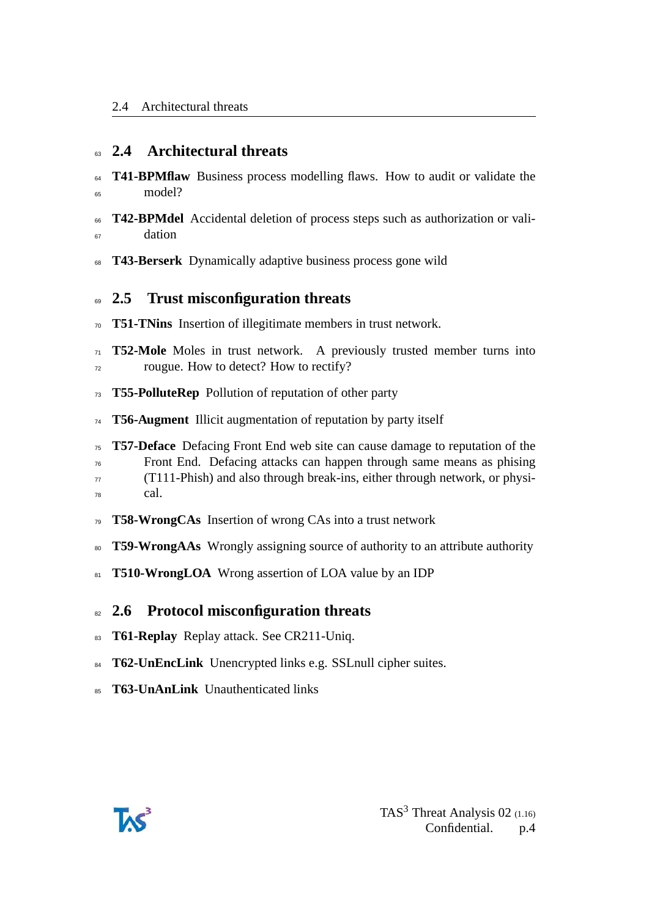## 2.4 Architectural threats

**T41-BPMflaw** Business process modelling flaws. How to audit or validate the model?

**T42-BPMdel** Accidental deletion of process steps such as authorization or validation

**T43-Berserk** Dynamically adaptive business process gone wild

## 2.5 Trust misconfiguration threats

**T51-TNins** Insertion of illegitimate members in trust network.

**T52-Mole** Moles in trust network. A previously trusted member turns into rougue. How to detect? How to rectify?

**T55-PolluteRep** Pollution of reputation of other party

**T56-Augment** Illicit augmentation of reputation by party itself

**T57-Deface** Defacing Front End web site can cause damage to reputation of the Front End. Defacing attacks can happen through same means as phising (T111-Phish) and also through break-ins, either through network, or physical.

**T58-WrongCAs** Insertion of wrong CAs into a trust network

**T59-WrongAAs** Wrongly assigning source of authority to an attribute authority

**T510-WrongLOA** Wrong assertion of LOA value by an IDP

## 2.6 Protocol misconfiguration threats

**T61-Replay** Replay attack. See CR211-Uniq.

**T62-UnEncLink** Unencrypted links e.g. SSLnull cipher suites.

**T63-UnAnLink** Unauthenticated links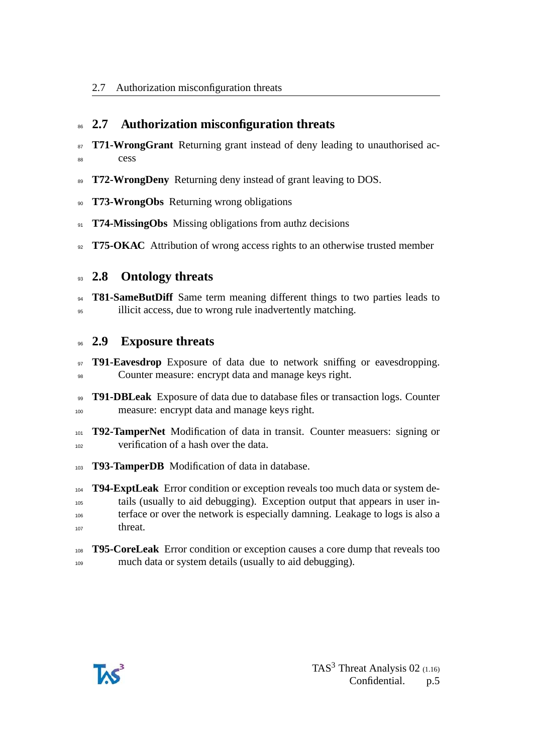## 2.7 Authorization misconfiguration threats

**T71-WrongGrant** Returning grant instead of deny leading to unauthorised access

**T72-WrongDeny** Returning deny instead of grant leaving to DOS.

**T73-WrongObs** Returning wrong obligations

**T74-MissingObs** Missing obligations from authz decisions

**T75-OKAC** Attribution of wrong access rights to an otherwise trusted member

## 2.8 Ontology threats

**T81-SameButDiff** Same term meaning different things to two parties leads to illicit access, due to wrong rule inadvertently matching.

## 2.9 Exposure threats

**T91-Eavesdrop** Exposure of data due to network sniffing or eavesdropping. Counter measure: encrypt data and manage keys right.

**T91-DBLeak** Exposure of data due to database files or transaction logs. Counter measure: encrypt data and manage keys right.

**T92-TamperNet** Modification of data in transit. Counter measuers: signing or verification of a hash over the data.

**T93-TamperDB** Modification of data in database.

**T94-ExptLeak** Error condition or exception reveals too much data or system details (usually to aid debugging). Exception output that appears in user interface or over the network is especially damning. Leakage to logs is also a threat.

**T95-CoreLeak** Error condition or exception causes a core dump that reveals too much data or system details (usually to aid debugging).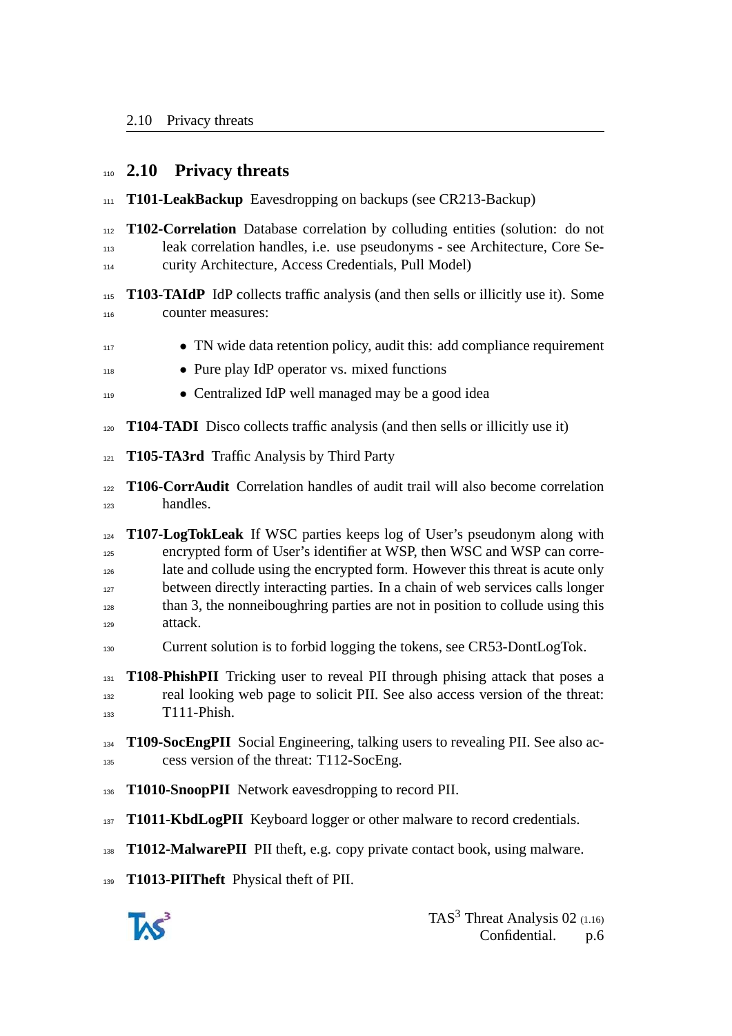## 2.10 Privacy threats

**T101-LeakBackup** Eavesdropping on backups (see CR213-Backup)

**T102-Correlation** Database correlation by colluding entities (solution: do not leak correlation handles, i.e. use pseudonyms - see Architecture, Core Security Architecture, Access Credentials, Pull Model)

**T103-TAIdP** IdP collects traffic analysis (and then sells or illicitly use it). Some counter measures:

- TN wide data retention policy, audit this: add compliance requirement
- Pure play IdP operator vs. mixed functions
- Centralized IdP well managed may be a good idea

**T104-TADI** Disco collects traffic analysis (and then sells or illicitly use it)

**T105-TA3rd** Traffic Analysis by Third Party

**T106-CorrAudit** Correlation handles of audit trail will also become correlation handles.

**T107-LogTokLeak** If WSC parties keeps log of User's pseudonym along with encrypted form of User's identifier at WSP, then WSC and WSP can correlate and collude using the encrypted form. However this threat is acute only between directly interacting parties. In a chain of web services calls longer than 3, the nonneiboughring parties are not in position to collude using this attack.

Current solution is to forbid logging the tokens, see CR53-DontLogTok.

**T108-PhishPII** Tricking user to reveal PII through phising attack that poses a real looking web page to solicit PII. See also access version of the threat: T111-Phish.

**T109-SocEngPII** Social Engineering, talking users to revealing PII. See also access version of the threat: T112-SocEng.

**T1010-SnoopPII** Network eavesdropping to record PII.

**T1011-KbdLogPII** Keyboard logger or other malware to record credentials.

**T1012-MalwarePII** PII theft, e.g. copy private contact book, using malware.

**T1013-PIITheft** Physical theft of PII.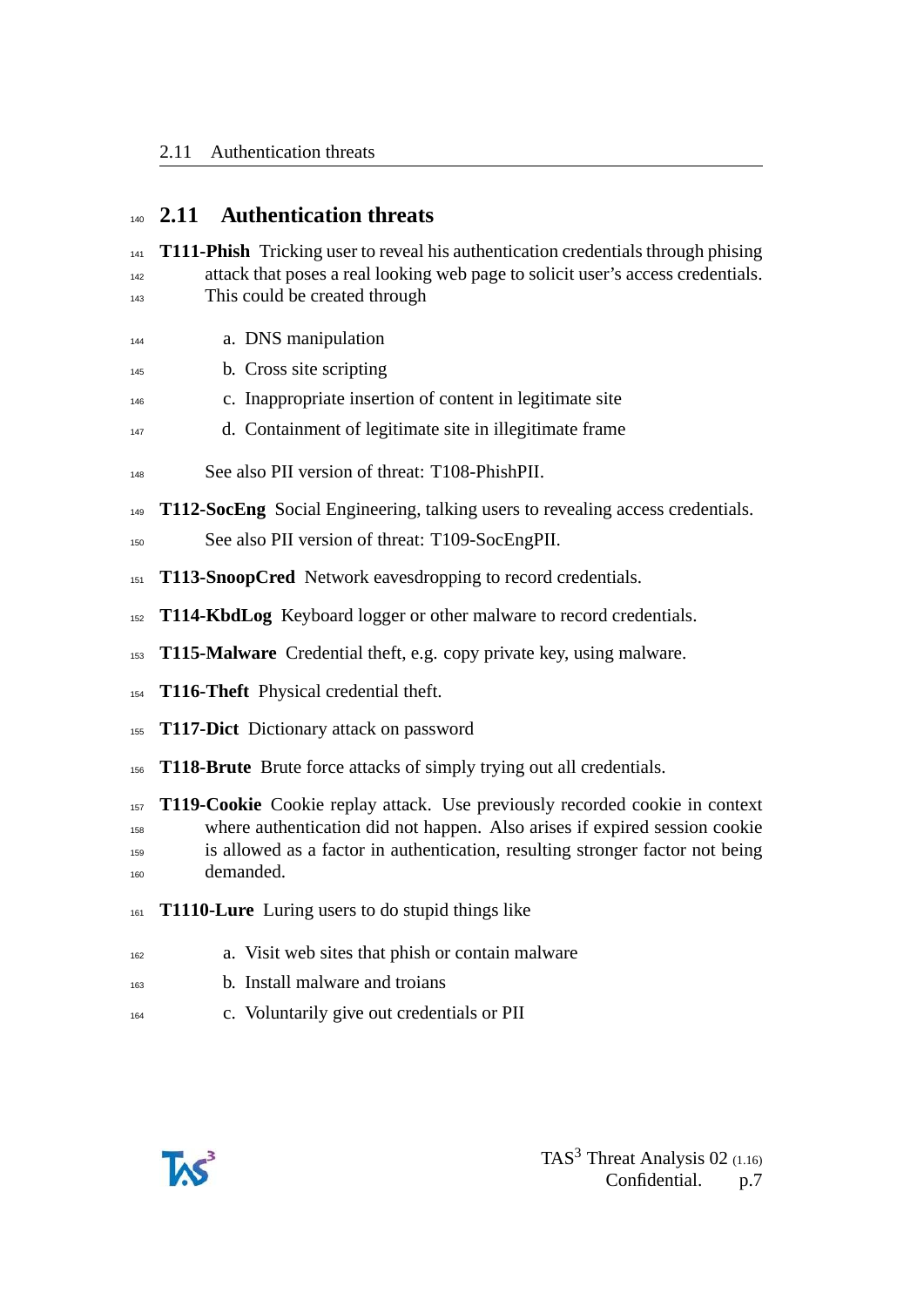## 2.11 Authentication threats

**T111-Phish** Tricking user to reveal his authentication credentials through phising attack that poses a real looking web page to solicit user's access credentials. This could be created through

a. DNS manipulation
b. Cross site scripting
c. Inappropriate insertion of content in legitimate site
d. Containment of legitimate site in illegitimate frame

See also PII version of threat: T108-PhishPII.

**T112-SocEng** Social Engineering, talking users to revealing access credentials. See also PII version of threat: T109-SocEngPII.

**T113-SnoopCred** Network eavesdropping to record credentials.

**T114-KbdLog** Keyboard logger or other malware to record credentials.

**T115-Malware** Credential theft, e.g. copy private key, using malware.

**T116-Theft** Physical credential theft.

**T117-Dict** Dictionary attack on password

**T118-Brute** Brute force attacks of simply trying out all credentials.

**T119-Cookie** Cookie replay attack. Use previously recorded cookie in context where authentication did not happen. Also arises if expired session cookie is allowed as a factor in authentication, resulting stronger factor not being demanded.

**T1110-Lure** Luring users to do stupid things like

a. Visit web sites that phish or contain malware
b. Install malware and troians
c. Voluntarily give out credentials or PII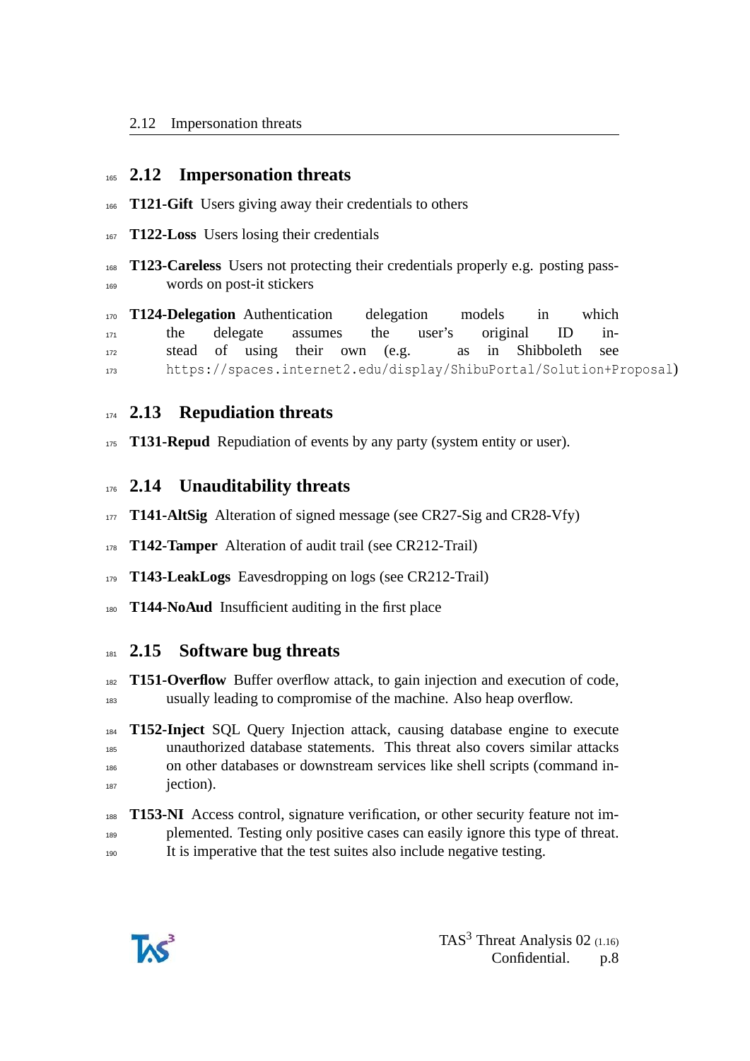## 2.12 Impersonation threats

**T121-Gift** Users giving away their credentials to others

**T122-Loss** Users losing their credentials

**T123-Careless** Users not protecting their credentials properly e.g. posting passwords on post-it stickers

**T124-Delegation** Authentication delegation models in which the delegate assumes the user's original ID instead of using their own (e.g. as in Shibboleth see `https://spaces.internet2.edu/display/ShibuPortal/Solution+Proposal`)

## 2.13 Repudiation threats

**T131-Repud** Repudiation of events by any party (system entity or user).

## 2.14 Unauditability threats

**T141-AltSig** Alteration of signed message (see CR27-Sig and CR28-Vfy)

**T142-Tamper** Alteration of audit trail (see CR212-Trail)

**T143-LeakLogs** Eavesdropping on logs (see CR212-Trail)

**T144-NoAud** Insufficient auditing in the first place

## 2.15 Software bug threats

**T151-Overflow** Buffer overflow attack, to gain injection and execution of code, usually leading to compromise of the machine. Also heap overflow.

**T152-Inject** SQL Query Injection attack, causing database engine to execute unauthorized database statements. This threat also covers similar attacks on other databases or downstream services like shell scripts (command injection).

**T153-NI** Access control, signature verification, or other security feature not implemented. Testing only positive cases can easily ignore this type of threat. It is imperative that the test suites also include negative testing.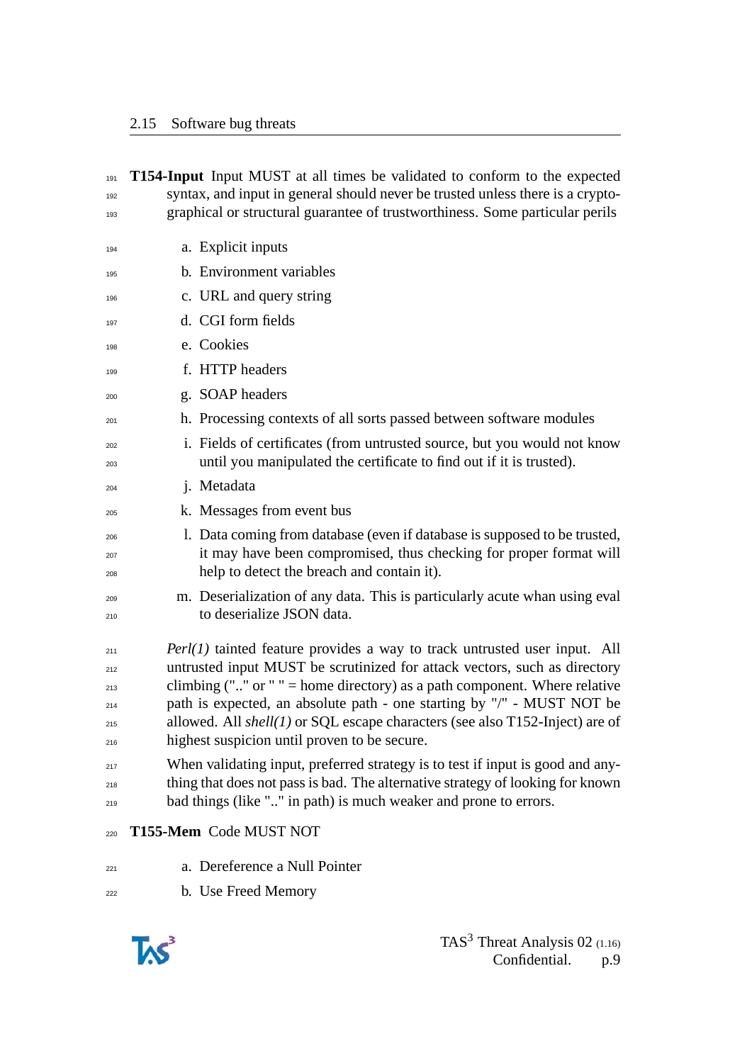**T154-Input** Input MUST at all times be validated to conform to the expected syntax, and input in general should never be trusted unless there is a cryptographical or structural guarantee of trustworthiness. Some particular perils

a. Explicit inputs
b. Environment variables
c. URL and query string
d. CGI form fields
e. Cookies
f. HTTP headers
g. SOAP headers
h. Processing contexts of all sorts passed between software modules
i. Fields of certificates (from untrusted source, but you would not know until you manipulated the certificate to find out if it is trusted).
j. Metadata
k. Messages from event bus
l. Data coming from database (even if database is supposed to be trusted, it may have been compromised, thus checking for proper format will help to detect the breach and contain it).
m. Deserialization of any data. This is particularly acute whan using eval to deserialize JSON data.

*Perl(1)* tainted feature provides a way to track untrusted user input. All untrusted input MUST be scrutinized for attack vectors, such as directory climbing (".." or " " = home directory) as a path component. Where relative path is expected, an absolute path - one starting by "/" - MUST NOT be allowed. All *shell(1)* or SQL escape characters (see also T152-Inject) are of highest suspicion until proven to be secure.

When validating input, preferred strategy is to test if input is good and anything that does not pass is bad. The alternative strategy of looking for known bad things (like ".." in path) is much weaker and prone to errors.

**T155-Mem** Code MUST NOT

a. Dereference a Null Pointer
b. Use Freed Memory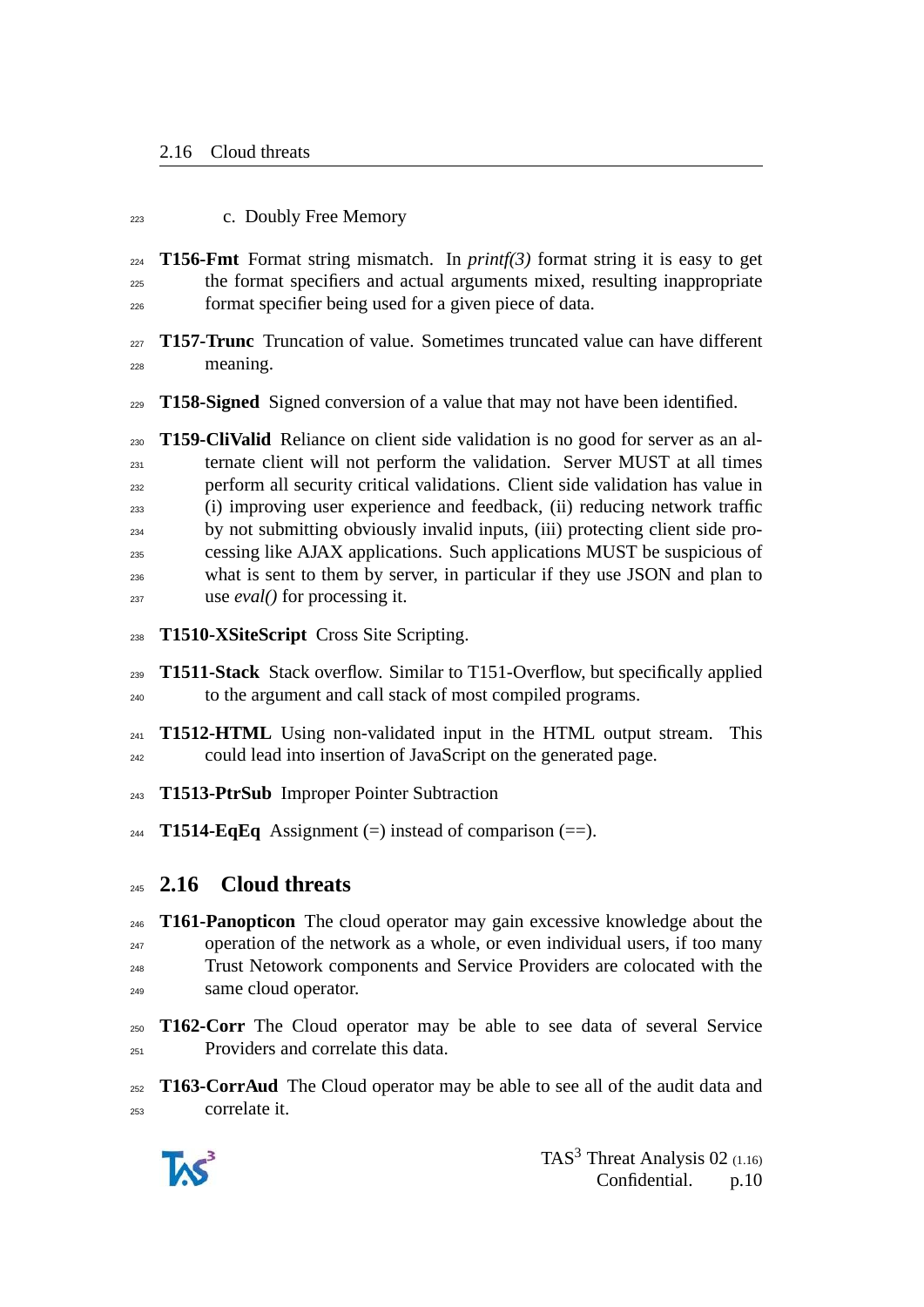c. Doubly Free Memory

**T156-Fmt** Format string mismatch. In *printf(3)* format string it is easy to get the format specifiers and actual arguments mixed, resulting inappropriate format specifier being used for a given piece of data.

**T157-Trunc** Truncation of value. Sometimes truncated value can have different meaning.

**T158-Signed** Signed conversion of a value that may not have been identified.

**T159-CliValid** Reliance on client side validation is no good for server as an alternate client will not perform the validation. Server MUST at all times perform all security critical validations. Client side validation has value in (i) improving user experience and feedback, (ii) reducing network traffic by not submitting obviously invalid inputs, (iii) protecting client side processing like AJAX applications. Such applications MUST be suspicious of what is sent to them by server, in particular if they use JSON and plan to use *eval()* for processing it.

**T1510-XSiteScript** Cross Site Scripting.

**T1511-Stack** Stack overflow. Similar to T151-Overflow, but specifically applied to the argument and call stack of most compiled programs.

**T1512-HTML** Using non-validated input in the HTML output stream. This could lead into insertion of JavaScript on the generated page.

**T1513-PtrSub** Improper Pointer Subtraction

**T1514-EqEq** Assignment (=) instead of comparison (==).

## 2.16 Cloud threats

**T161-Panopticon** The cloud operator may gain excessive knowledge about the operation of the network as a whole, or even individual users, if too many Trust Netowork components and Service Providers are colocated with the same cloud operator.

**T162-Corr** The Cloud operator may be able to see data of several Service Providers and correlate this data.

**T163-CorrAud** The Cloud operator may be able to see all of the audit data and correlate it.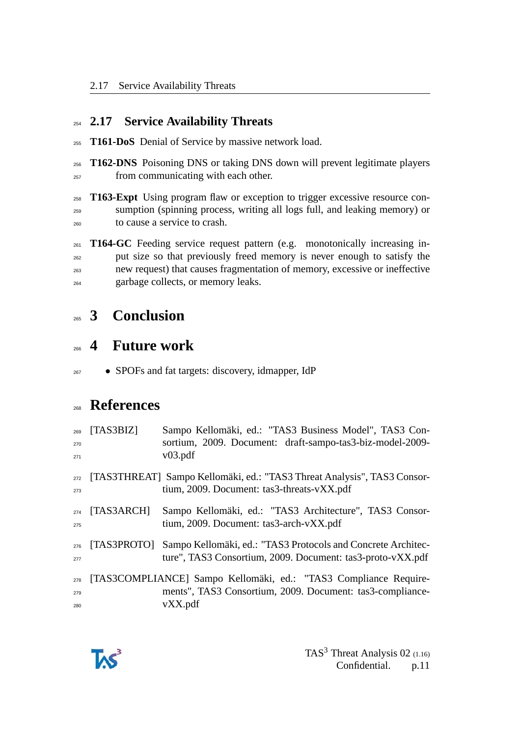## 2.17 Service Availability Threats

**T161-DoS** Denial of Service by massive network load.

**T162-DNS** Poisoning DNS or taking DNS down will prevent legitimate players from communicating with each other.

**T163-Expt** Using program flaw or exception to trigger excessive resource consumption (spinning process, writing all logs full, and leaking memory) or to cause a service to crash.

**T164-GC** Feeding service request pattern (e.g. monotonically increasing input size so that previously freed memory is never enough to satisfy the new request) that causes fragmentation of memory, excessive or ineffective garbage collects, or memory leaks.

# 3 Conclusion

# 4 Future work

- SPOFs and fat targets: discovery, idmapper, IdP

# References

[TAS3BIZ] Sampo Kellomäki, ed.: "TAS3 Business Model", TAS3 Consortium, 2009. Document: draft-sampo-tas3-biz-model-2009-v03.pdf

[TAS3THREAT] Sampo Kellomäki, ed.: "TAS3 Threat Analysis", TAS3 Consortium, 2009. Document: tas3-threats-vXX.pdf

[TAS3ARCH] Sampo Kellomäki, ed.: "TAS3 Architecture", TAS3 Consortium, 2009. Document: tas3-arch-vXX.pdf

[TAS3PROTO] Sampo Kellomäki, ed.: "TAS3 Protocols and Concrete Architecture", TAS3 Consortium, 2009. Document: tas3-proto-vXX.pdf

[TAS3COMPLIANCE] Sampo Kellomäki, ed.: "TAS3 Compliance Requirements", TAS3 Consortium, 2009. Document: tas3-compliance-vXX.pdf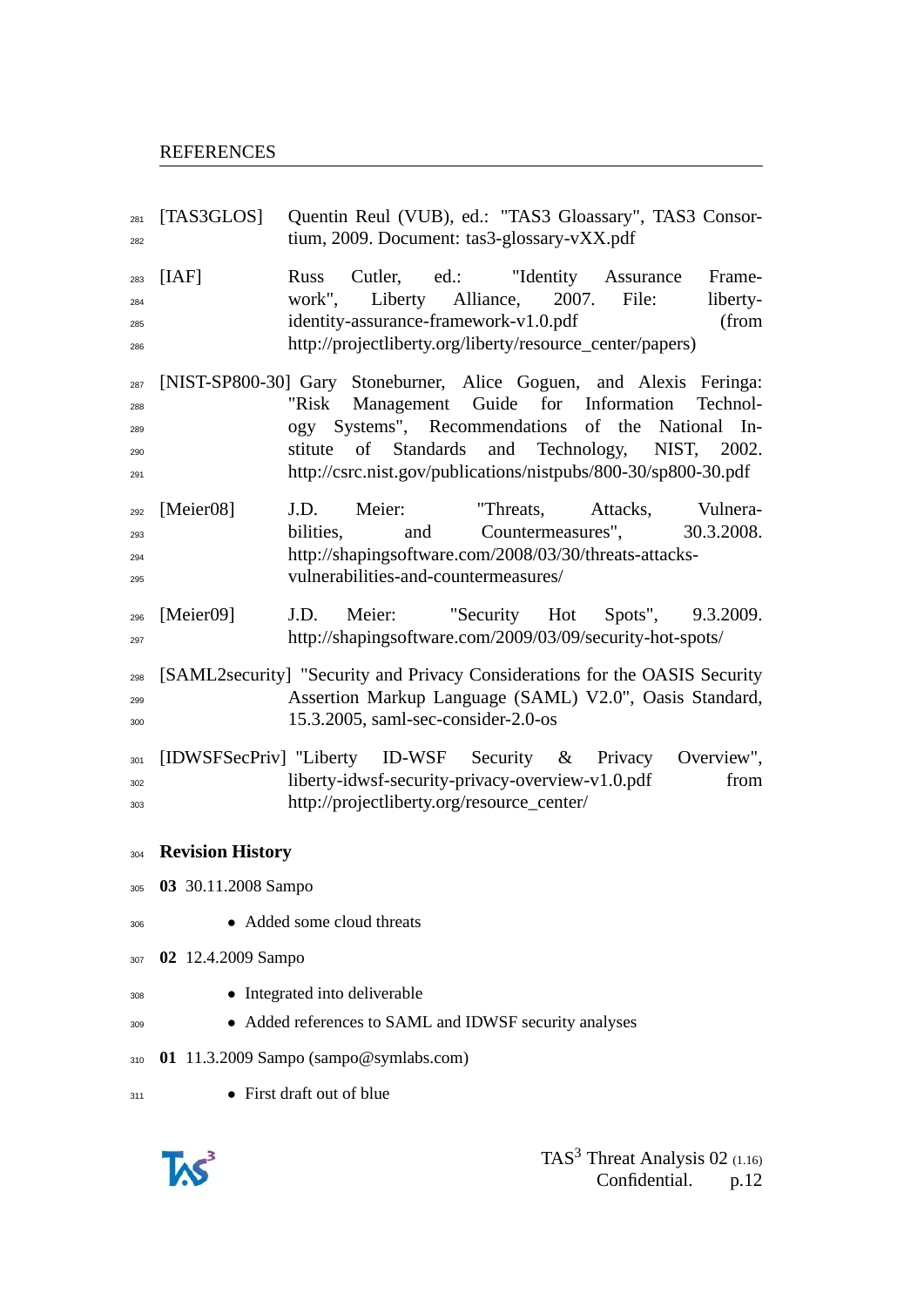# REFERENCES

[TAS3GLOS] Quentin Reul (VUB), ed.: "TAS3 Gloassary", TAS3 Consortium, 2009. Document: tas3-glossary-vXX.pdf

[IAF] Russ Cutler, ed.: "Identity Assurance Framework", Liberty Alliance, 2007. File: liberty-identity-assurance-framework-v1.0.pdf (from http://projectliberty.org/liberty/resource_center/papers)

[NIST-SP800-30] Gary Stoneburner, Alice Goguen, and Alexis Feringa: "Risk Management Guide for Information Technology Systems", Recommendations of the National Institute of Standards and Technology, NIST, 2002. http://csrc.nist.gov/publications/nistpubs/800-30/sp800-30.pdf

[Meier08] J.D. Meier: "Threats, Attacks, Vulnerabilities, and Countermeasures", 30.3.2008. http://shapingsoftware.com/2008/03/30/threats-attacks-vulnerabilities-and-countermeasures/

[Meier09] J.D. Meier: "Security Hot Spots", 9.3.2009. http://shapingsoftware.com/2009/03/09/security-hot-spots/

[SAML2security] "Security and Privacy Considerations for the OASIS Security Assertion Markup Language (SAML) V2.0", Oasis Standard, 15.3.2005, saml-sec-consider-2.0-os

[IDWSFSecPriv] "Liberty ID-WSF Security & Privacy Overview", liberty-idwsf-security-privacy-overview-v1.0.pdf from http://projectliberty.org/resource_center/

## Revision History

**03** 30.11.2008 Sampo

- Added some cloud threats

**02** 12.4.2009 Sampo

- Integrated into deliverable
- Added references to SAML and IDWSF security analyses

**01** 11.3.2009 Sampo (sampo@symlabs.com)

- First draft out of blue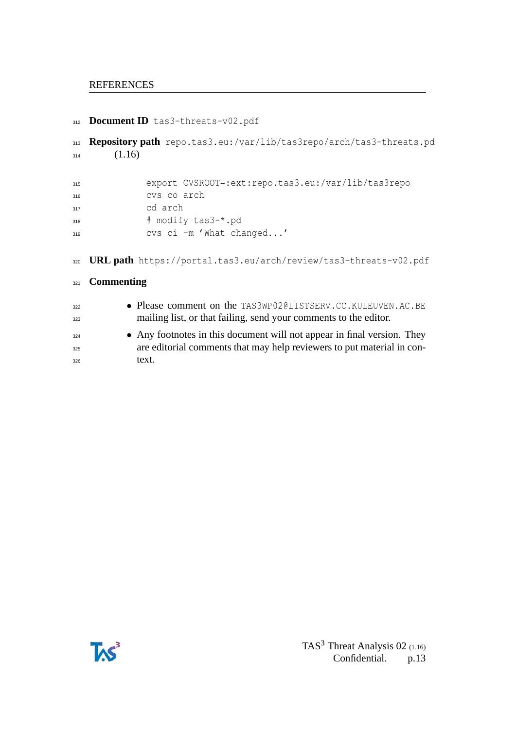**Document ID** tas3-threats-v02.pdf

**Repository path** repo.tas3.eu:/var/lib/tas3repo/arch/tas3-threats.pd (1.16)

```
export CVSROOT=:ext:repo.tas3.eu:/var/lib/tas3repo
cvs co arch
cd arch
# modify tas3-*.pd
cvs ci -m 'What changed...'
```

**URL path** https://portal.tas3.eu/arch/review/tas3-threats-v02.pdf

**Commenting**

- Please comment on the TAS3WP02@LISTSERV.CC.KULEUVEN.AC.BE mailing list, or that failing, send your comments to the editor.
- Any footnotes in this document will not appear in final version. They are editorial comments that may help reviewers to put material in context.